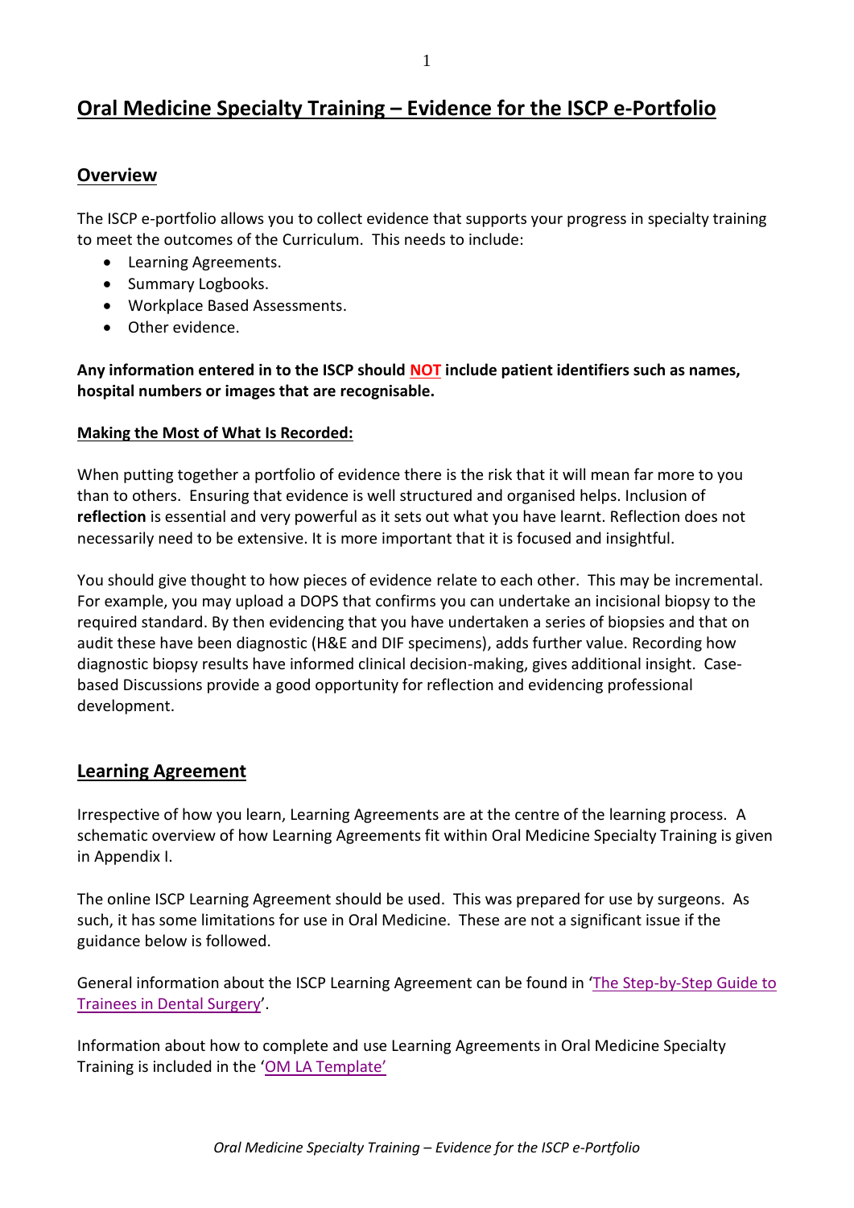# Oral Medicine Specialty Training – Evidence for the ISCP e-Portfolio

## Overview

The ISCP e-portfolio allows you to collect evidence that supports your progress in specialty training to meet the outcomes of the Curriculum. This needs to include:

- Learning Agreements.
- Summary Logbooks.
- Workplace Based Assessments.
- Other evidence.

**Any information entered in to the ISCP should NOT include patient identifiers such as names, hospital numbers or images that are recognisable.**

**Making the Most of What Is Recorded:**

When putting together a portfolio of evidence there is the risk that it will mean far more to you than to others. Ensuring that evidence is well structured and organised helps. Inclusion of **reflection** is essential and very powerful as it sets out what you have learnt. Reflection does not necessarily need to be extensive. It is more important that it is focused and insightful.

You should give thought to how pieces of evidence relate to each other. This may be incremental. For example, you may upload a DOPS that confirms you can undertake an incisional biopsy to the required standard. By then evidencing that you have undertaken a series of biopsies and that on audit these have been diagnostic (H&E and DIF specimens), adds further value. Recording how diagnostic biopsy results have informed clinical decision-making, gives additional insight. Case-based Discussions provide a good opportunity for reflection and evidencing professional development.

## Learning Agreement

Irrespective of how you learn, Learning Agreements are at the centre of the learning process. A schematic overview of how Learning Agreements fit within Oral Medicine Specialty Training is given in Appendix I.

The online ISCP Learning Agreement should be used. This was prepared for use by surgeons. As such, it has some limitations for use in Oral Medicine. These are not a significant issue if the guidance below is followed.

General information about the ISCP Learning Agreement can be found in 'The Step-by-Step Guide to Trainees in Dental Surgery'.

Information about how to complete and use Learning Agreements in Oral Medicine Specialty Training is included in the 'OM LA Template'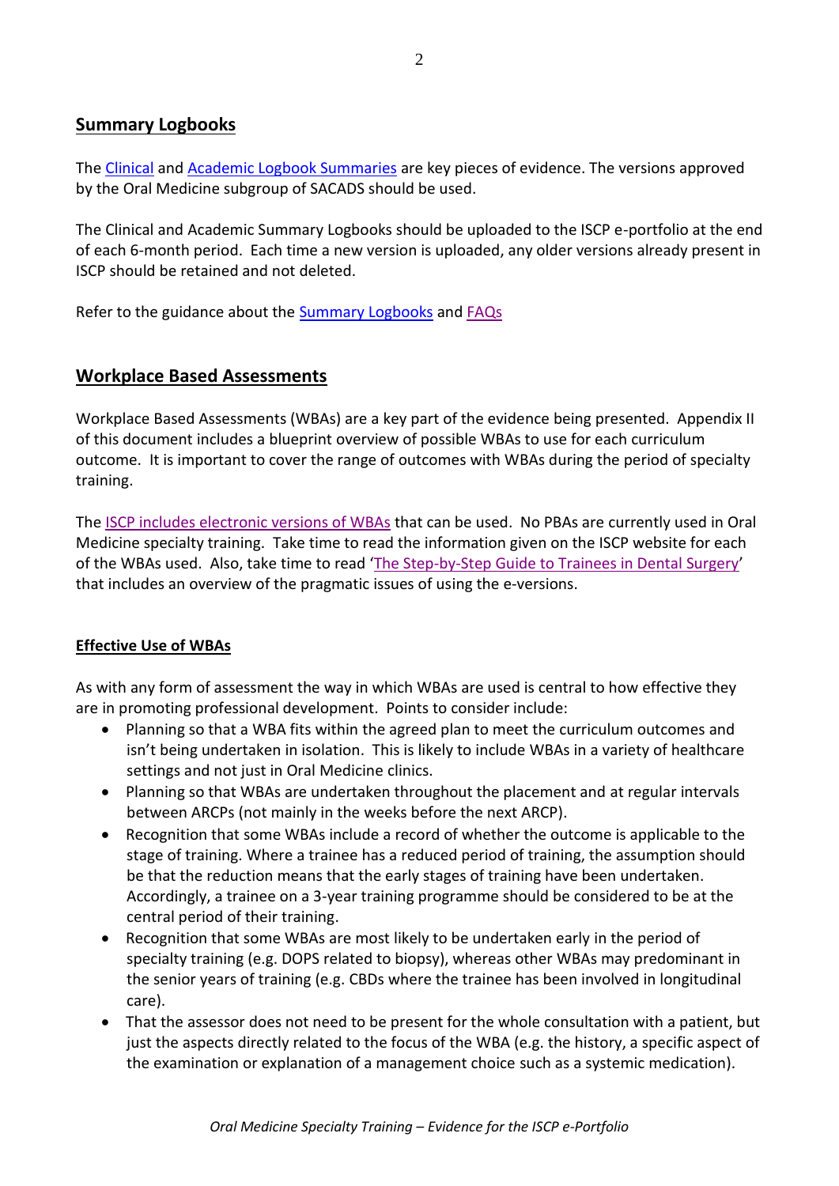## Summary Logbooks

The Clinical and Academic Logbook Summaries are key pieces of evidence. The versions approved by the Oral Medicine subgroup of SACADS should be used.

The Clinical and Academic Summary Logbooks should be uploaded to the ISCP e-portfolio at the end of each 6-month period. Each time a new version is uploaded, any older versions already present in ISCP should be retained and not deleted.

Refer to the guidance about the Summary Logbooks and FAQs

## Workplace Based Assessments

Workplace Based Assessments (WBAs) are a key part of the evidence being presented. Appendix II of this document includes a blueprint overview of possible WBAs to use for each curriculum outcome. It is important to cover the range of outcomes with WBAs during the period of specialty training.

The ISCP includes electronic versions of WBAs that can be used. No PBAs are currently used in Oral Medicine specialty training. Take time to read the information given on the ISCP website for each of the WBAs used. Also, take time to read 'The Step-by-Step Guide to Trainees in Dental Surgery' that includes an overview of the pragmatic issues of using the e-versions.

### Effective Use of WBAs

As with any form of assessment the way in which WBAs are used is central to how effective they are in promoting professional development. Points to consider include:

- Planning so that a WBA fits within the agreed plan to meet the curriculum outcomes and isn't being undertaken in isolation. This is likely to include WBAs in a variety of healthcare settings and not just in Oral Medicine clinics.
- Planning so that WBAs are undertaken throughout the placement and at regular intervals between ARCPs (not mainly in the weeks before the next ARCP).
- Recognition that some WBAs include a record of whether the outcome is applicable to the stage of training. Where a trainee has a reduced period of training, the assumption should be that the reduction means that the early stages of training have been undertaken. Accordingly, a trainee on a 3-year training programme should be considered to be at the central period of their training.
- Recognition that some WBAs are most likely to be undertaken early in the period of specialty training (e.g. DOPS related to biopsy), whereas other WBAs may predominant in the senior years of training (e.g. CBDs where the trainee has been involved in longitudinal care).
- That the assessor does not need to be present for the whole consultation with a patient, but just the aspects directly related to the focus of the WBA (e.g. the history, a specific aspect of the examination or explanation of a management choice such as a systemic medication).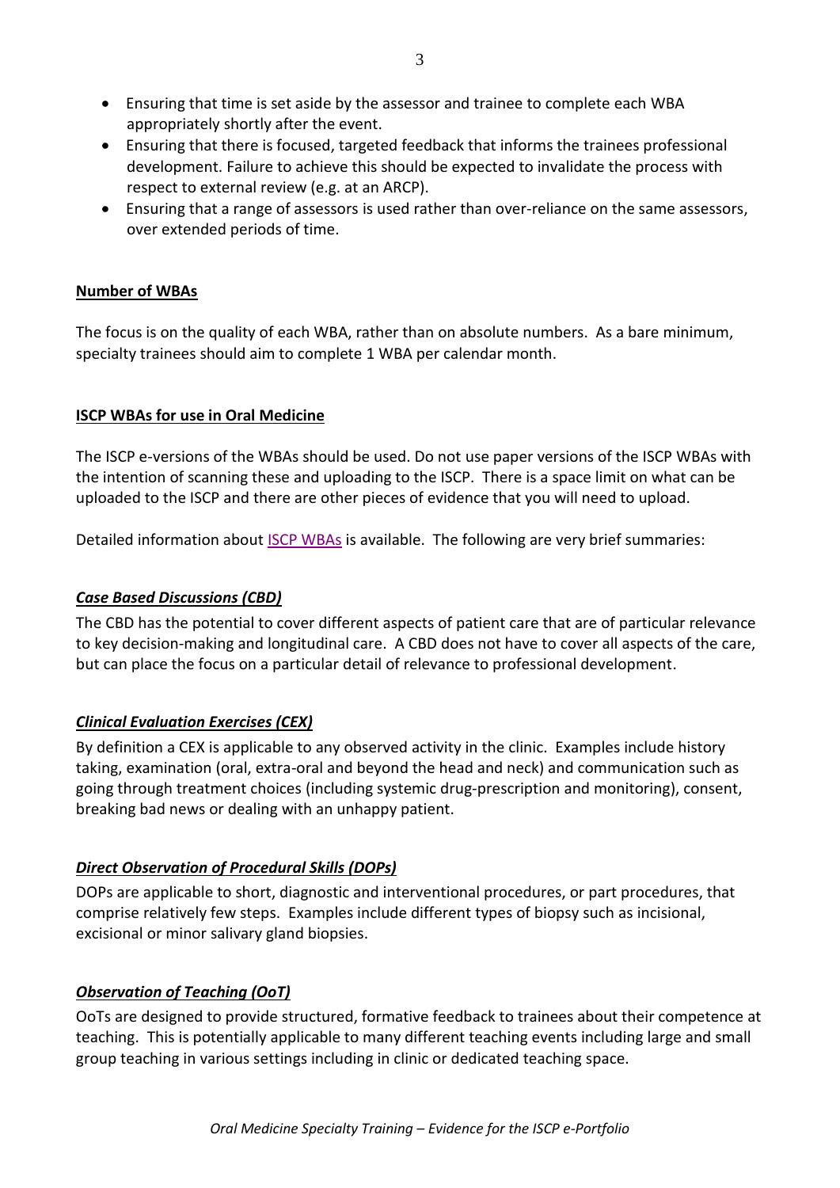- Ensuring that time is set aside by the assessor and trainee to complete each WBA appropriately shortly after the event.
- Ensuring that there is focused, targeted feedback that informs the trainees professional development. Failure to achieve this should be expected to invalidate the process with respect to external review (e.g. at an ARCP).
- Ensuring that a range of assessors is used rather than over-reliance on the same assessors, over extended periods of time.

**Number of WBAs**

The focus is on the quality of each WBA, rather than on absolute numbers. As a bare minimum, specialty trainees should aim to complete 1 WBA per calendar month.

**ISCP WBAs for use in Oral Medicine**

The ISCP e-versions of the WBAs should be used. Do not use paper versions of the ISCP WBAs with the intention of scanning these and uploading to the ISCP. There is a space limit on what can be uploaded to the ISCP and there are other pieces of evidence that you will need to upload.

Detailed information about ISCP WBAs is available. The following are very brief summaries:

***Case Based Discussions (CBD)***

The CBD has the potential to cover different aspects of patient care that are of particular relevance to key decision-making and longitudinal care. A CBD does not have to cover all aspects of the care, but can place the focus on a particular detail of relevance to professional development.

***Clinical Evaluation Exercises (CEX)***

By definition a CEX is applicable to any observed activity in the clinic. Examples include history taking, examination (oral, extra-oral and beyond the head and neck) and communication such as going through treatment choices (including systemic drug-prescription and monitoring), consent, breaking bad news or dealing with an unhappy patient.

***Direct Observation of Procedural Skills (DOPs)***

DOPs are applicable to short, diagnostic and interventional procedures, or part procedures, that comprise relatively few steps. Examples include different types of biopsy such as incisional, excisional or minor salivary gland biopsies.

***Observation of Teaching (OoT)***

OoTs are designed to provide structured, formative feedback to trainees about their competence at teaching. This is potentially applicable to many different teaching events including large and small group teaching in various settings including in clinic or dedicated teaching space.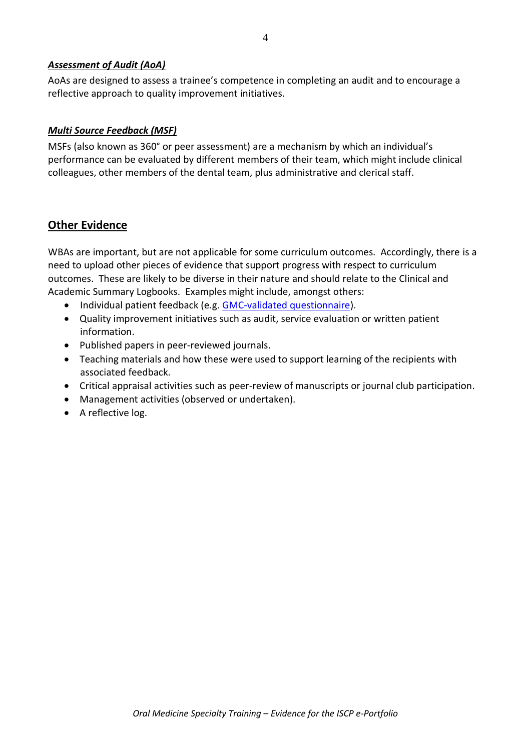### ***Assessment of Audit (AoA)***

AoAs are designed to assess a trainee's competence in completing an audit and to encourage a reflective approach to quality improvement initiatives.

### ***Multi Source Feedback (MSF)***

MSFs (also known as 360° or peer assessment) are a mechanism by which an individual's performance can be evaluated by different members of their team, which might include clinical colleagues, other members of the dental team, plus administrative and clerical staff.

## Other Evidence

WBAs are important, but are not applicable for some curriculum outcomes. Accordingly, there is a need to upload other pieces of evidence that support progress with respect to curriculum outcomes. These are likely to be diverse in their nature and should relate to the Clinical and Academic Summary Logbooks. Examples might include, amongst others:

- Individual patient feedback (e.g. GMC-validated questionnaire).
- Quality improvement initiatives such as audit, service evaluation or written patient information.
- Published papers in peer-reviewed journals.
- Teaching materials and how these were used to support learning of the recipients with associated feedback.
- Critical appraisal activities such as peer-review of manuscripts or journal club participation.
- Management activities (observed or undertaken).
- A reflective log.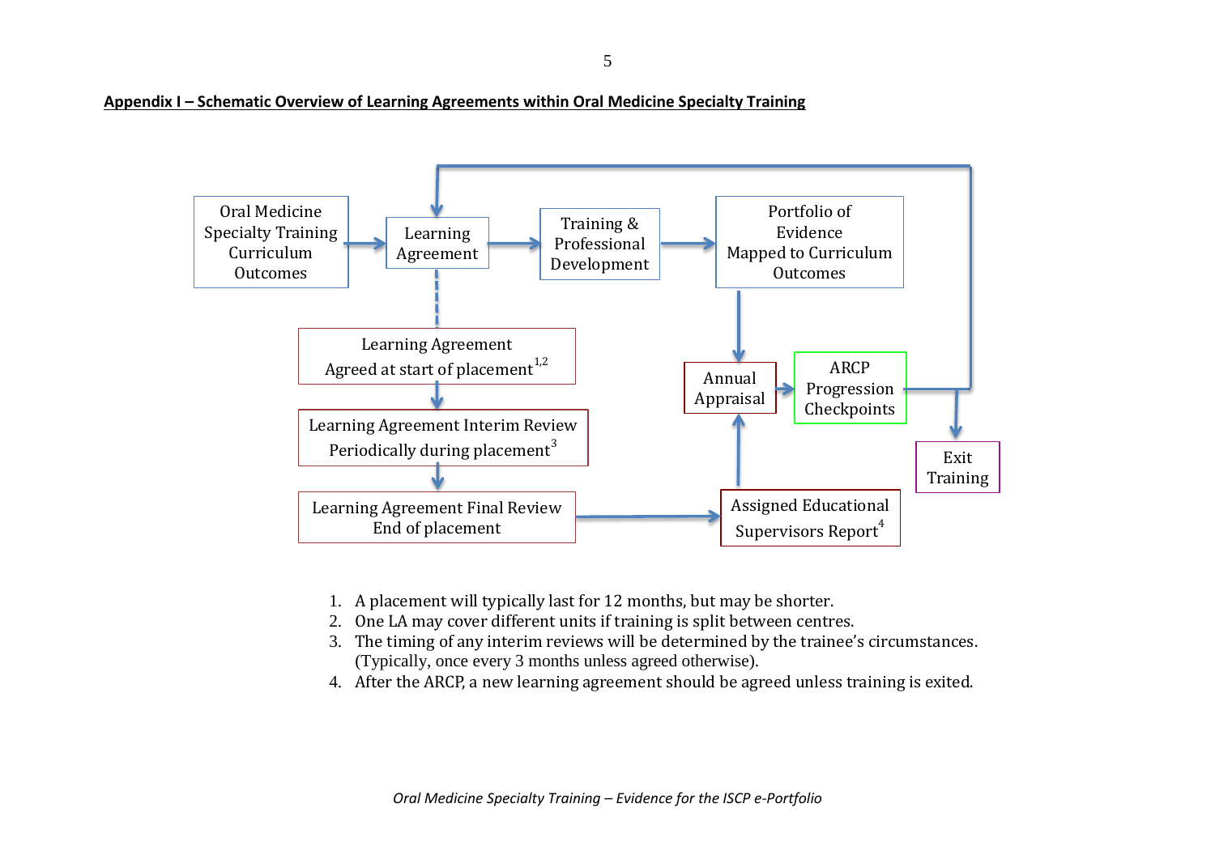**Appendix I – Schematic Overview of Learning Agreements within Oral Medicine Specialty Training**

Oral Medicine Specialty Training Curriculum Outcomes

Learning Agreement

Training & Professional Development

Portfolio of Evidence Mapped to Curriculum Outcomes

Learning Agreement Agreed at start of placement[1,2]

Learning Agreement Interim Review Periodically during placement[3]

Learning Agreement Final Review End of placement

Annual Appraisal

ARCP Progression Checkpoints

Assigned Educational Supervisors Report[4]

Exit Training

1. A placement will typically last for 12 months, but may be shorter.
2. One LA may cover different units if training is split between centres.
3. The timing of any interim reviews will be determined by the trainee's circumstances. (Typically, once every 3 months unless agreed otherwise).
4. After the ARCP, a new learning agreement should be agreed unless training is exited.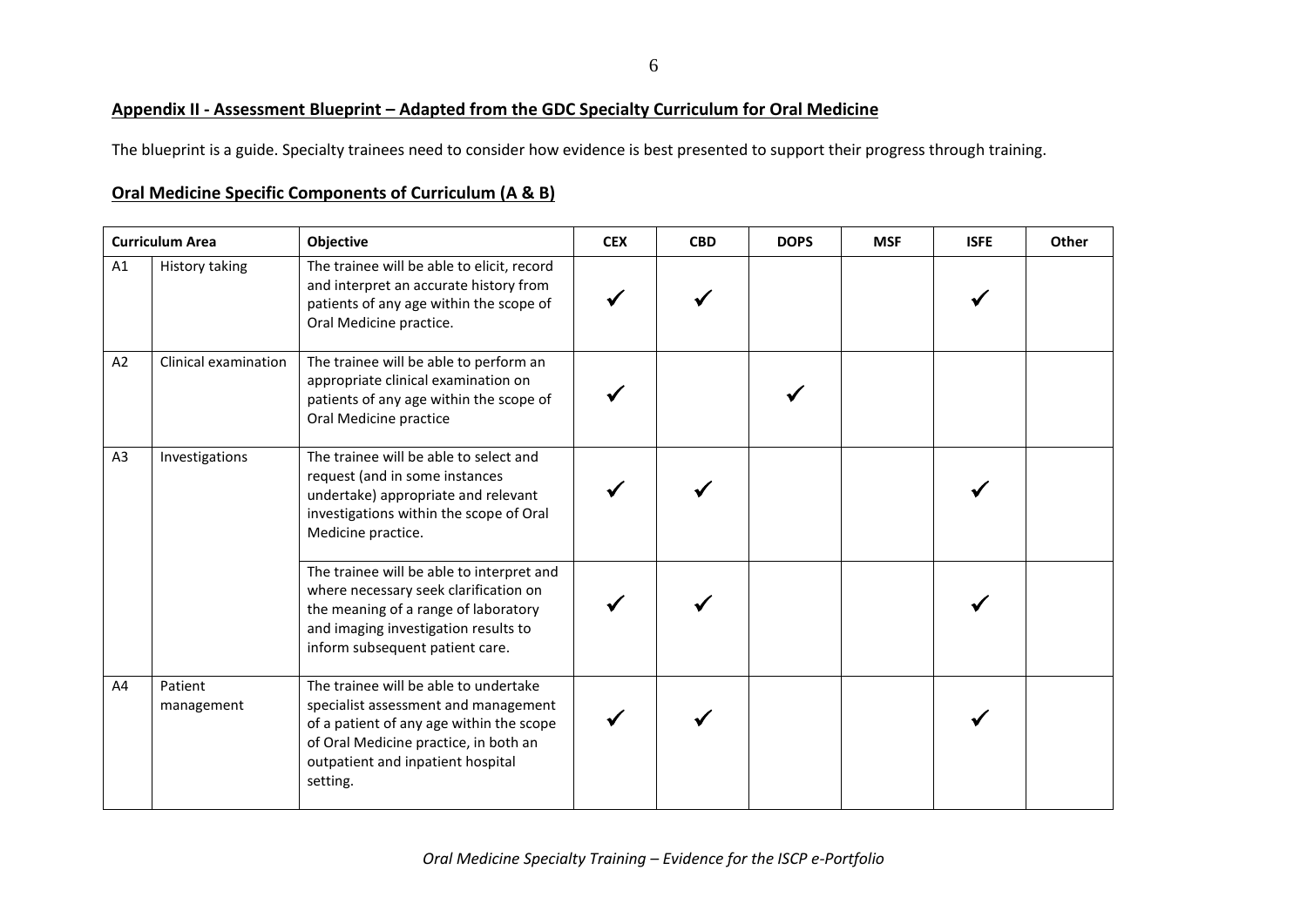## Appendix II - Assessment Blueprint – Adapted from the GDC Specialty Curriculum for Oral Medicine

The blueprint is a guide. Specialty trainees need to consider how evidence is best presented to support their progress through training.

### Oral Medicine Specific Components of Curriculum (A & B)

| Curriculum Area | | Objective | CEX | CBD | DOPS | MSF | ISFE | Other |
|---|---|---|---|---|---|---|---|---|
| A1 | History taking | The trainee will be able to elicit, record and interpret an accurate history from patients of any age within the scope of Oral Medicine practice. | ✓ | ✓ | | | ✓ | |
| A2 | Clinical examination | The trainee will be able to perform an appropriate clinical examination on patients of any age within the scope of Oral Medicine practice | ✓ | | ✓ | | | |
| A3 | Investigations | The trainee will be able to select and request (and in some instances undertake) appropriate and relevant investigations within the scope of Oral Medicine practice. | ✓ | ✓ | | | ✓ | |
| | | The trainee will be able to interpret and where necessary seek clarification on the meaning of a range of laboratory and imaging investigation results to inform subsequent patient care. | ✓ | ✓ | | | ✓ | |
| A4 | Patient management | The trainee will be able to undertake specialist assessment and management of a patient of any age within the scope of Oral Medicine practice, in both an outpatient and inpatient hospital setting. | ✓ | ✓ | | | ✓ | |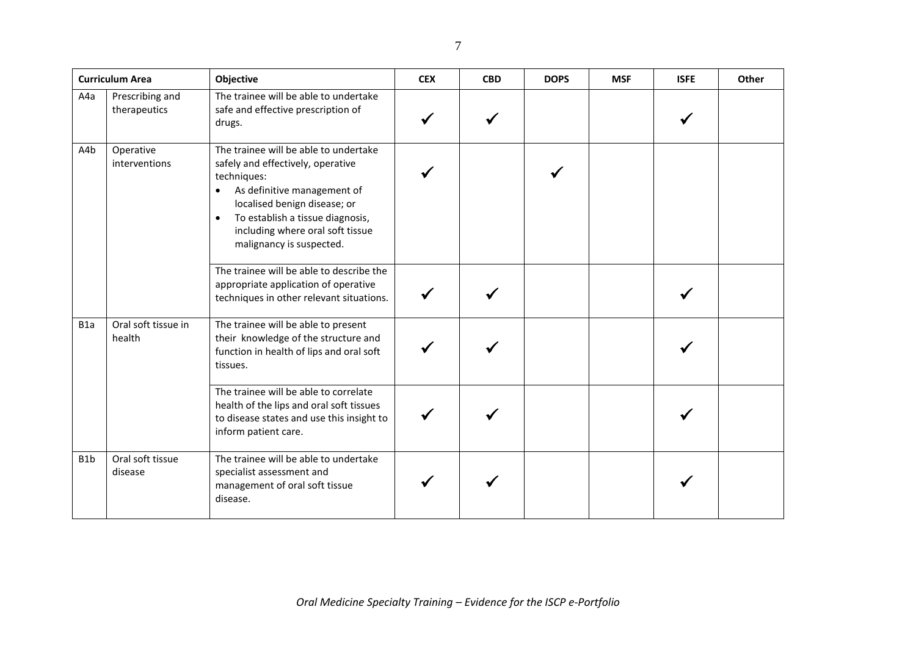| Curriculum Area | | Objective | CEX | CBD | DOPS | MSF | ISFE | Other |
|---|---|---|---|---|---|---|---|---|
| A4a | Prescribing and therapeutics | The trainee will be able to undertake safe and effective prescription of drugs. | ✓ | ✓ | | | ✓ | |
| A4b | Operative interventions | The trainee will be able to undertake safely and effectively, operative techniques:<br>• As definitive management of localised benign disease; or<br>• To establish a tissue diagnosis, including where oral soft tissue malignancy is suspected. | ✓ | | ✓ | | | |
| | | The trainee will be able to describe the appropriate application of operative techniques in other relevant situations. | ✓ | ✓ | | | ✓ | |
| B1a | Oral soft tissue in health | The trainee will be able to present their knowledge of the structure and function in health of lips and oral soft tissues. | ✓ | ✓ | | | ✓ | |
| | | The trainee will be able to correlate health of the lips and oral soft tissues to disease states and use this insight to inform patient care. | ✓ | ✓ | | | ✓ | |
| B1b | Oral soft tissue disease | The trainee will be able to undertake specialist assessment and management of oral soft tissue disease. | ✓ | ✓ | | | ✓ | |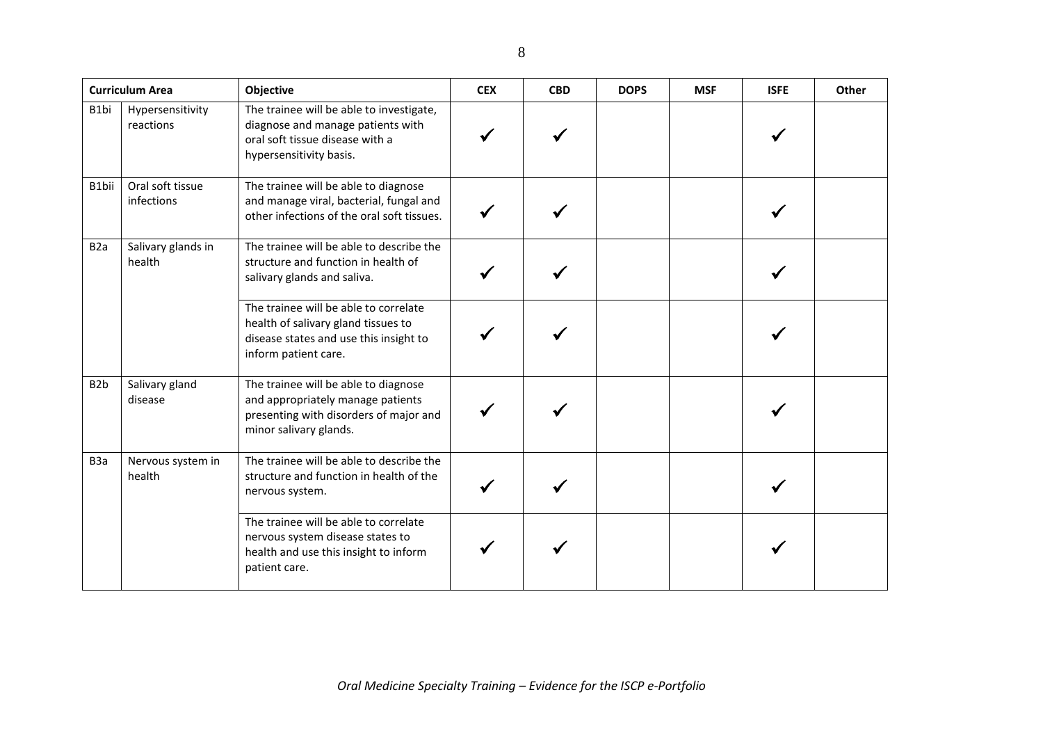| Curriculum Area | | Objective | CEX | CBD | DOPS | MSF | ISFE | Other |
|---|---|---|---|---|---|---|---|---|
| B1bi | Hypersensitivity reactions | The trainee will be able to investigate, diagnose and manage patients with oral soft tissue disease with a hypersensitivity basis. | ✓ | ✓ | | | ✓ | |
| B1bii | Oral soft tissue infections | The trainee will be able to diagnose and manage viral, bacterial, fungal and other infections of the oral soft tissues. | ✓ | ✓ | | | ✓ | |
| B2a | Salivary glands in health | The trainee will be able to describe the structure and function in health of salivary glands and saliva. | ✓ | ✓ | | | ✓ | |
| | | The trainee will be able to correlate health of salivary gland tissues to disease states and use this insight to inform patient care. | ✓ | ✓ | | | ✓ | |
| B2b | Salivary gland disease | The trainee will be able to diagnose and appropriately manage patients presenting with disorders of major and minor salivary glands. | ✓ | ✓ | | | ✓ | |
| B3a | Nervous system in health | The trainee will be able to describe the structure and function in health of the nervous system. | ✓ | ✓ | | | ✓ | |
| | | The trainee will be able to correlate nervous system disease states to health and use this insight to inform patient care. | ✓ | ✓ | | | ✓ | |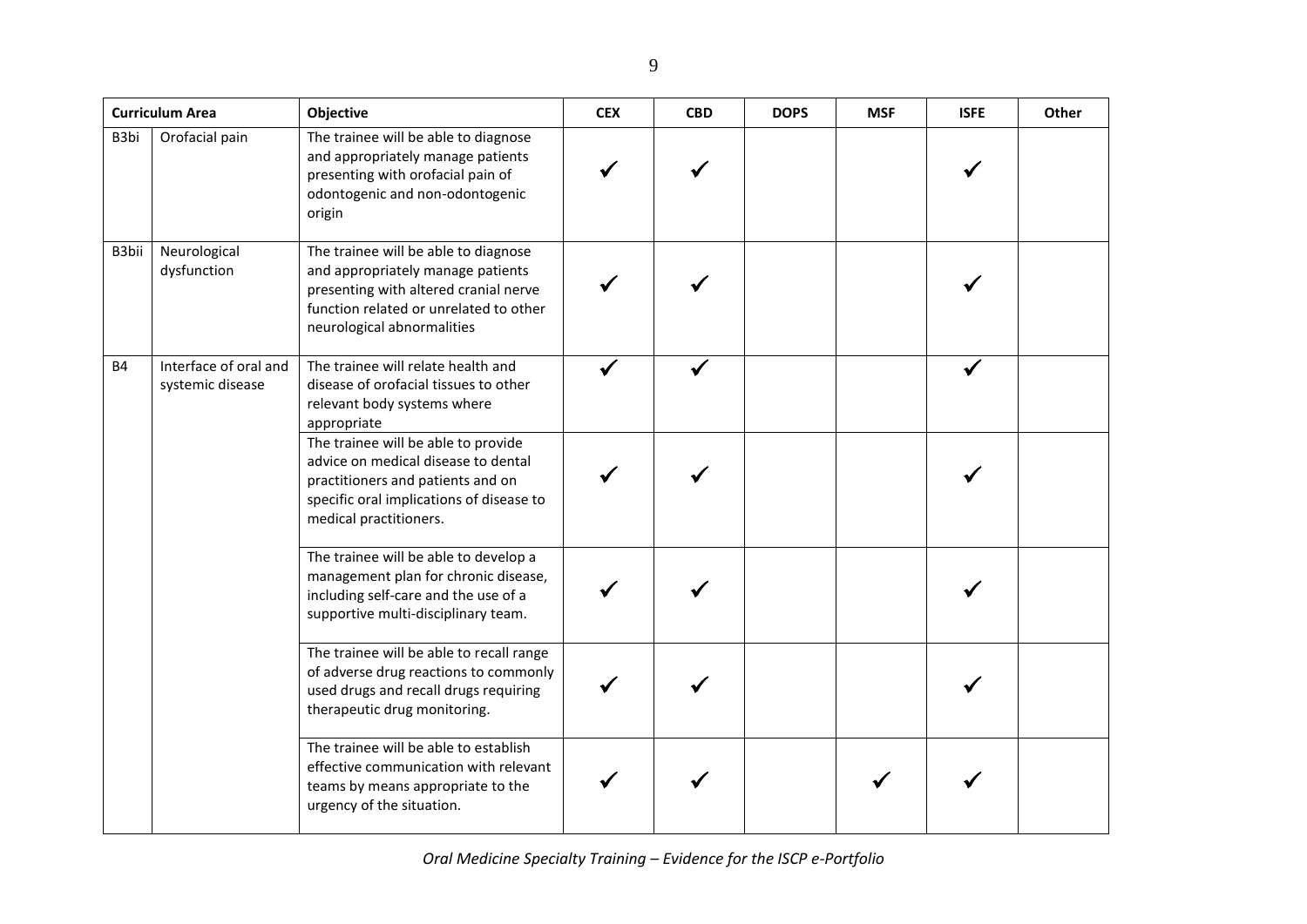| Curriculum Area | | Objective | CEX | CBD | DOPS | MSF | ISFE | Other |
|---|---|---|---|---|---|---|---|---|
| B3bi | Orofacial pain | The trainee will be able to diagnose and appropriately manage patients presenting with orofacial pain of odontogenic and non-odontogenic origin | ✓ | ✓ | | | ✓ | |
| B3bii | Neurological dysfunction | The trainee will be able to diagnose and appropriately manage patients presenting with altered cranial nerve function related or unrelated to other neurological abnormalities | ✓ | ✓ | | | ✓ | |
| B4 | Interface of oral and systemic disease | The trainee will relate health and disease of orofacial tissues to other relevant body systems where appropriate | ✓ | ✓ | | | ✓ | |
| | | The trainee will be able to provide advice on medical disease to dental practitioners and patients and on specific oral implications of disease to medical practitioners. | ✓ | ✓ | | | ✓ | |
| | | The trainee will be able to develop a management plan for chronic disease, including self-care and the use of a supportive multi-disciplinary team. | ✓ | ✓ | | | ✓ | |
| | | The trainee will be able to recall range of adverse drug reactions to commonly used drugs and recall drugs requiring therapeutic drug monitoring. | ✓ | ✓ | | | ✓ | |
| | | The trainee will be able to establish effective communication with relevant teams by means appropriate to the urgency of the situation. | ✓ | ✓ | | ✓ | ✓ | |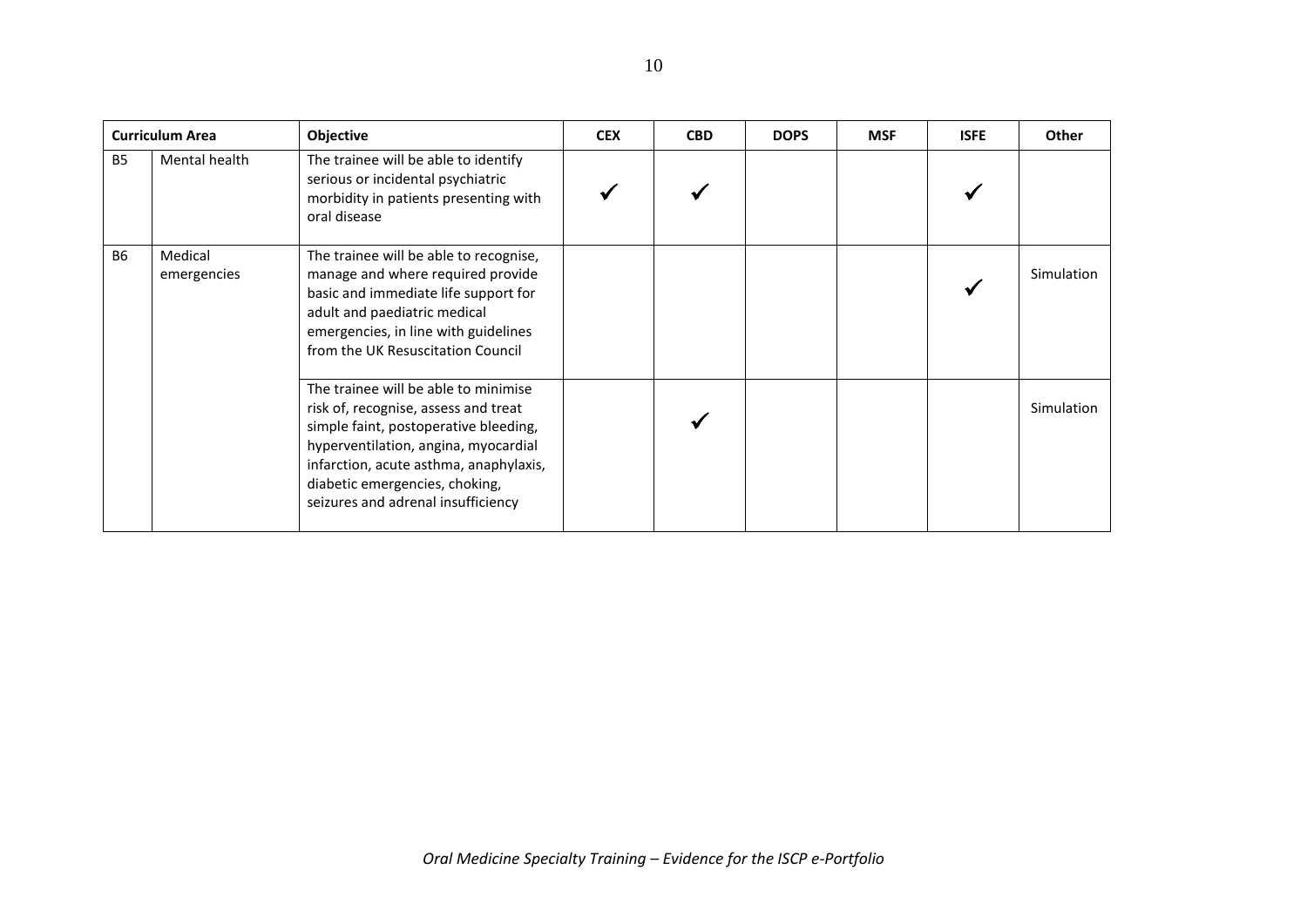| Curriculum Area | | Objective | CEX | CBD | DOPS | MSF | ISFE | Other |
|---|---|---|---|---|---|---|---|---|
| B5 | Mental health | The trainee will be able to identify serious or incidental psychiatric morbidity in patients presenting with oral disease | ✓ | ✓ | | | ✓ | |
| B6 | Medical emergencies | The trainee will be able to recognise, manage and where required provide basic and immediate life support for adult and paediatric medical emergencies, in line with guidelines from the UK Resuscitation Council | | | | | ✓ | Simulation |
| | | The trainee will be able to minimise risk of, recognise, assess and treat simple faint, postoperative bleeding, hyperventilation, angina, myocardial infarction, acute asthma, anaphylaxis, diabetic emergencies, choking, seizures and adrenal insufficiency | | ✓ | | | | Simulation |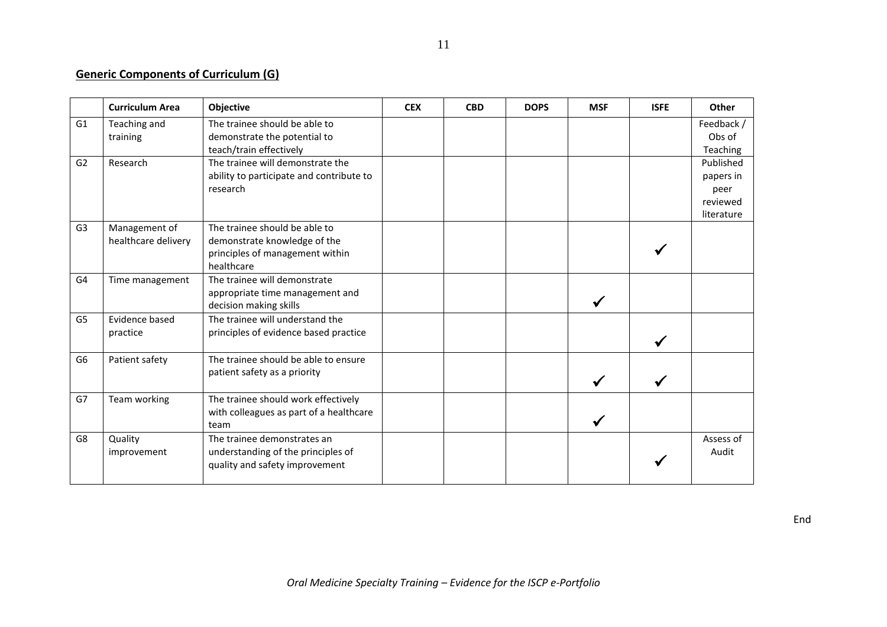## Generic Components of Curriculum (G)

| | Curriculum Area | Objective | CEX | CBD | DOPS | MSF | ISFE | Other |
|---|---|---|---|---|---|---|---|---|
| G1 | Teaching and training | The trainee should be able to demonstrate the potential to teach/train effectively | | | | | | Feedback / Obs of Teaching |
| G2 | Research | The trainee will demonstrate the ability to participate and contribute to research | | | | | | Published papers in peer reviewed literature |
| G3 | Management of healthcare delivery | The trainee should be able to demonstrate knowledge of the principles of management within healthcare | | | | | ✓ | |
| G4 | Time management | The trainee will demonstrate appropriate time management and decision making skills | | | | ✓ | | |
| G5 | Evidence based practice | The trainee will understand the principles of evidence based practice | | | | | ✓ | |
| G6 | Patient safety | The trainee should be able to ensure patient safety as a priority | | | | ✓ | ✓ | |
| G7 | Team working | The trainee should work effectively with colleagues as part of a healthcare team | | | | ✓ | | |
| G8 | Quality improvement | The trainee demonstrates an understanding of the principles of quality and safety improvement | | | | | ✓ | Assess of Audit |

End